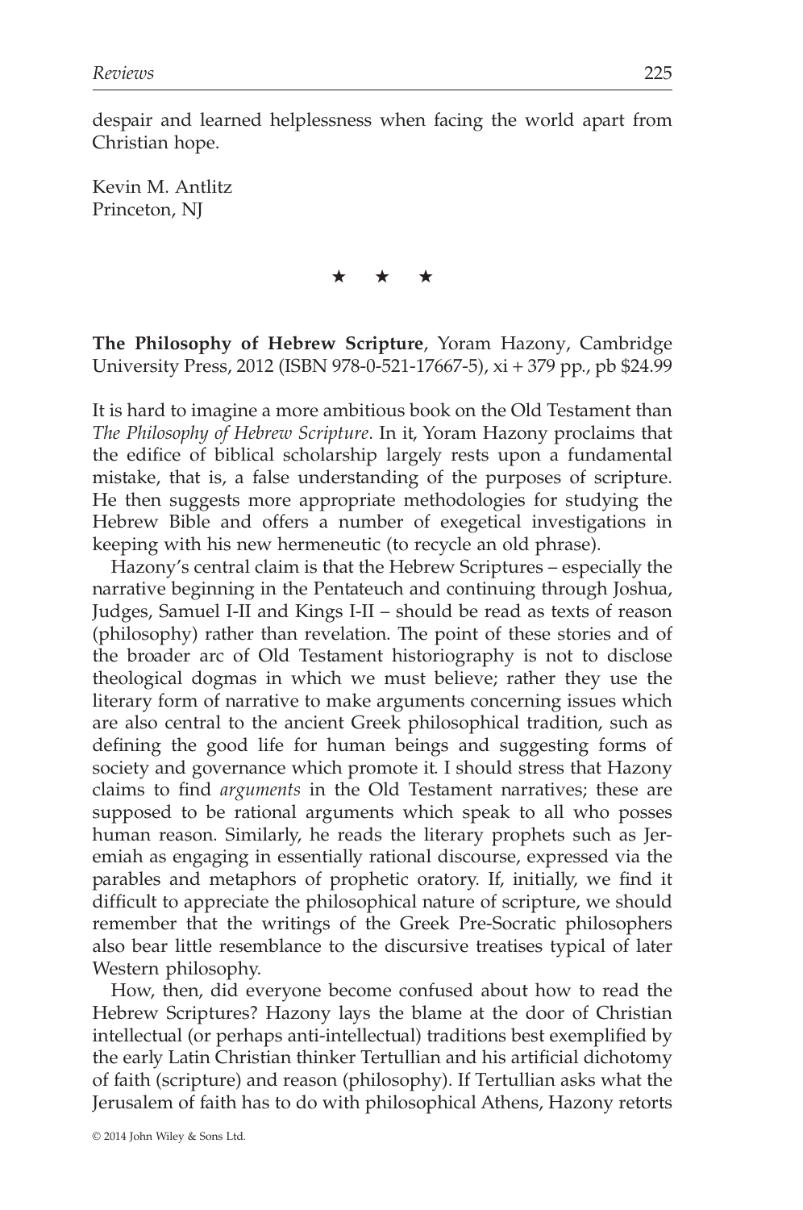despair and learned helplessness when facing the world apart from Christian hope.

Kevin M. Antlitz  
Princeton, NJ

★ ★ ★

**The Philosophy of Hebrew Scripture**, Yoram Hazony, Cambridge University Press, 2012 (ISBN 978-0-521-17667-5), xi + 379 pp., pb $24.99

It is hard to imagine a more ambitious book on the Old Testament than *The Philosophy of Hebrew Scripture*. In it, Yoram Hazony proclaims that the edifice of biblical scholarship largely rests upon a fundamental mistake, that is, a false understanding of the purposes of scripture. He then suggests more appropriate methodologies for studying the Hebrew Bible and offers a number of exegetical investigations in keeping with his new hermeneutic (to recycle an old phrase).

Hazony's central claim is that the Hebrew Scriptures – especially the narrative beginning in the Pentateuch and continuing through Joshua, Judges, Samuel I-II and Kings I-II – should be read as texts of reason (philosophy) rather than revelation. The point of these stories and of the broader arc of Old Testament historiography is not to disclose theological dogmas in which we must believe; rather they use the literary form of narrative to make arguments concerning issues which are also central to the ancient Greek philosophical tradition, such as defining the good life for human beings and suggesting forms of society and governance which promote it. I should stress that Hazony claims to find *arguments* in the Old Testament narratives; these are supposed to be rational arguments which speak to all who posses human reason. Similarly, he reads the literary prophets such as Jeremiah as engaging in essentially rational discourse, expressed via the parables and metaphors of prophetic oratory. If, initially, we find it difficult to appreciate the philosophical nature of scripture, we should remember that the writings of the Greek Pre-Socratic philosophers also bear little resemblance to the discursive treatises typical of later Western philosophy.

How, then, did everyone become confused about how to read the Hebrew Scriptures? Hazony lays the blame at the door of Christian intellectual (or perhaps anti-intellectual) traditions best exemplified by the early Latin Christian thinker Tertullian and his artificial dichotomy of faith (scripture) and reason (philosophy). If Tertullian asks what the Jerusalem of faith has to do with philosophical Athens, Hazony retorts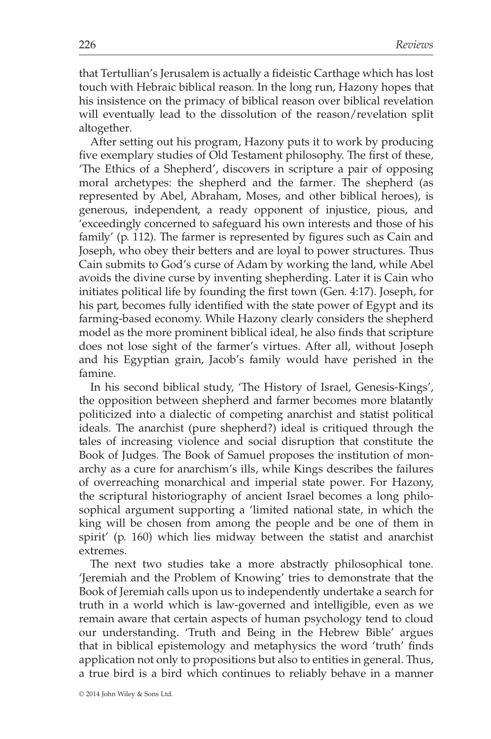that Tertullian's Jerusalem is actually a fideistic Carthage which has lost touch with Hebraic biblical reason. In the long run, Hazony hopes that his insistence on the primacy of biblical reason over biblical revelation will eventually lead to the dissolution of the reason/revelation split altogether.

After setting out his program, Hazony puts it to work by producing five exemplary studies of Old Testament philosophy. The first of these, 'The Ethics of a Shepherd', discovers in scripture a pair of opposing moral archetypes: the shepherd and the farmer. The shepherd (as represented by Abel, Abraham, Moses, and other biblical heroes), is generous, independent, a ready opponent of injustice, pious, and 'exceedingly concerned to safeguard his own interests and those of his family' (p. 112). The farmer is represented by figures such as Cain and Joseph, who obey their betters and are loyal to power structures. Thus Cain submits to God's curse of Adam by working the land, while Abel avoids the divine curse by inventing shepherding. Later it is Cain who initiates political life by founding the first town (Gen. 4:17). Joseph, for his part, becomes fully identified with the state power of Egypt and its farming-based economy. While Hazony clearly considers the shepherd model as the more prominent biblical ideal, he also finds that scripture does not lose sight of the farmer's virtues. After all, without Joseph and his Egyptian grain, Jacob's family would have perished in the famine.

In his second biblical study, 'The History of Israel, Genesis-Kings', the opposition between shepherd and farmer becomes more blatantly politicized into a dialectic of competing anarchist and statist political ideals. The anarchist (pure shepherd?) ideal is critiqued through the tales of increasing violence and social disruption that constitute the Book of Judges. The Book of Samuel proposes the institution of monarchy as a cure for anarchism's ills, while Kings describes the failures of overreaching monarchical and imperial state power. For Hazony, the scriptural historiography of ancient Israel becomes a long philosophical argument supporting a 'limited national state, in which the king will be chosen from among the people and be one of them in spirit' (p. 160) which lies midway between the statist and anarchist extremes.

The next two studies take a more abstractly philosophical tone. 'Jeremiah and the Problem of Knowing' tries to demonstrate that the Book of Jeremiah calls upon us to independently undertake a search for truth in a world which is law-governed and intelligible, even as we remain aware that certain aspects of human psychology tend to cloud our understanding. 'Truth and Being in the Hebrew Bible' argues that in biblical epistemology and metaphysics the word 'truth' finds application not only to propositions but also to entities in general. Thus, a true bird is a bird which continues to reliably behave in a manner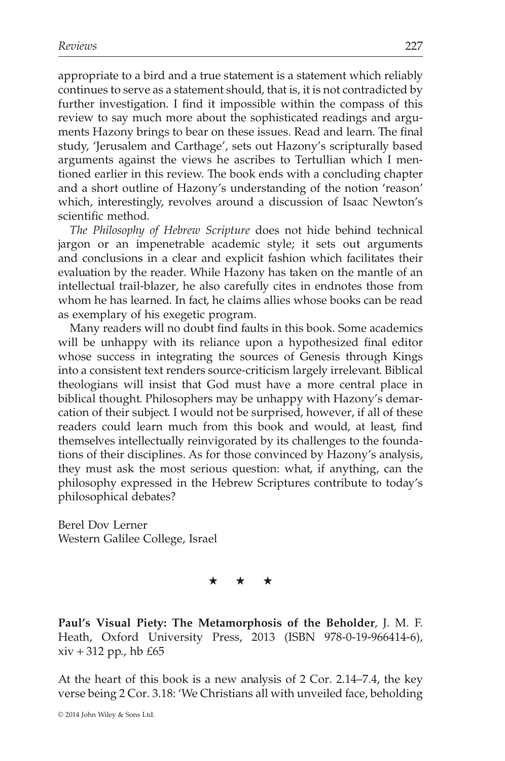appropriate to a bird and a true statement is a statement which reliably continues to serve as a statement should, that is, it is not contradicted by further investigation. I find it impossible within the compass of this review to say much more about the sophisticated readings and arguments Hazony brings to bear on these issues. Read and learn. The final study, 'Jerusalem and Carthage', sets out Hazony's scripturally based arguments against the views he ascribes to Tertullian which I mentioned earlier in this review. The book ends with a concluding chapter and a short outline of Hazony's understanding of the notion 'reason' which, interestingly, revolves around a discussion of Isaac Newton's scientific method.

*The Philosophy of Hebrew Scripture* does not hide behind technical jargon or an impenetrable academic style; it sets out arguments and conclusions in a clear and explicit fashion which facilitates their evaluation by the reader. While Hazony has taken on the mantle of an intellectual trail-blazer, he also carefully cites in endnotes those from whom he has learned. In fact, he claims allies whose books can be read as exemplary of his exegetic program.

Many readers will no doubt find faults in this book. Some academics will be unhappy with its reliance upon a hypothesized final editor whose success in integrating the sources of Genesis through Kings into a consistent text renders source-criticism largely irrelevant. Biblical theologians will insist that God must have a more central place in biblical thought. Philosophers may be unhappy with Hazony's demarcation of their subject. I would not be surprised, however, if all of these readers could learn much from this book and would, at least, find themselves intellectually reinvigorated by its challenges to the foundations of their disciplines. As for those convinced by Hazony's analysis, they must ask the most serious question: what, if anything, can the philosophy expressed in the Hebrew Scriptures contribute to today's philosophical debates?

Berel Dov Lerner
Western Galilee College, Israel

★ ★ ★

**Paul's Visual Piety: The Metamorphosis of the Beholder**, J. M. F. Heath, Oxford University Press, 2013 (ISBN 978-0-19-966414-6), xiv + 312 pp., hb £65

At the heart of this book is a new analysis of 2 Cor. 2.14–7.4, the key verse being 2 Cor. 3.18: 'We Christians all with unveiled face, beholding

© 2014 John Wiley & Sons Ltd.